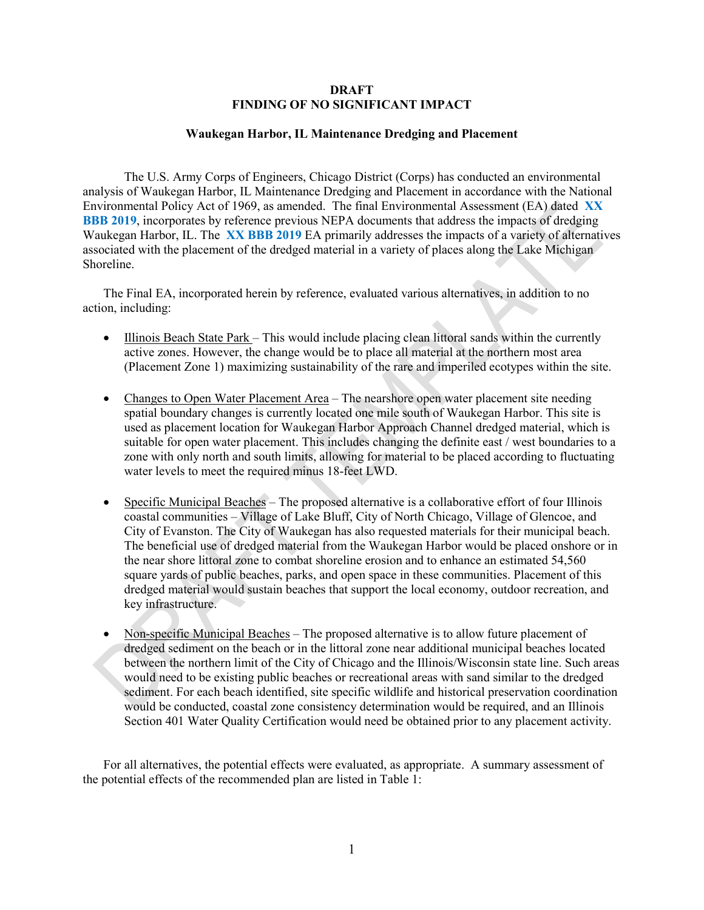**DRAFT**
**FINDING OF NO SIGNIFICANT IMPACT**

**Waukegan Harbor, IL Maintenance Dredging and Placement**

The U.S. Army Corps of Engineers, Chicago District (Corps) has conducted an environmental analysis of Waukegan Harbor, IL Maintenance Dredging and Placement in accordance with the National Environmental Policy Act of 1969, as amended. The final Environmental Assessment (EA) dated **XX BBB 2019**, incorporates by reference previous NEPA documents that address the impacts of dredging Waukegan Harbor, IL. The **XX BBB 2019** EA primarily addresses the impacts of a variety of alternatives associated with the placement of the dredged material in a variety of places along the Lake Michigan Shoreline.

The Final EA, incorporated herein by reference, evaluated various alternatives, in addition to no action, including:

- Illinois Beach State Park – This would include placing clean littoral sands within the currently active zones. However, the change would be to place all material at the northern most area (Placement Zone 1) maximizing sustainability of the rare and imperiled ecotypes within the site.

- Changes to Open Water Placement Area – The nearshore open water placement site needing spatial boundary changes is currently located one mile south of Waukegan Harbor. This site is used as placement location for Waukegan Harbor Approach Channel dredged material, which is suitable for open water placement. This includes changing the definite east / west boundaries to a zone with only north and south limits, allowing for material to be placed according to fluctuating water levels to meet the required minus 18-feet LWD.

- Specific Municipal Beaches – The proposed alternative is a collaborative effort of four Illinois coastal communities – Village of Lake Bluff, City of North Chicago, Village of Glencoe, and City of Evanston. The City of Waukegan has also requested materials for their municipal beach. The beneficial use of dredged material from the Waukegan Harbor would be placed onshore or in the near shore littoral zone to combat shoreline erosion and to enhance an estimated 54,560 square yards of public beaches, parks, and open space in these communities. Placement of this dredged material would sustain beaches that support the local economy, outdoor recreation, and key infrastructure.

- Non-specific Municipal Beaches – The proposed alternative is to allow future placement of dredged sediment on the beach or in the littoral zone near additional municipal beaches located between the northern limit of the City of Chicago and the Illinois/Wisconsin state line. Such areas would need to be existing public beaches or recreational areas with sand similar to the dredged sediment. For each beach identified, site specific wildlife and historical preservation coordination would be conducted, coastal zone consistency determination would be required, and an Illinois Section 401 Water Quality Certification would need be obtained prior to any placement activity.

For all alternatives, the potential effects were evaluated, as appropriate. A summary assessment of the potential effects of the recommended plan are listed in Table 1: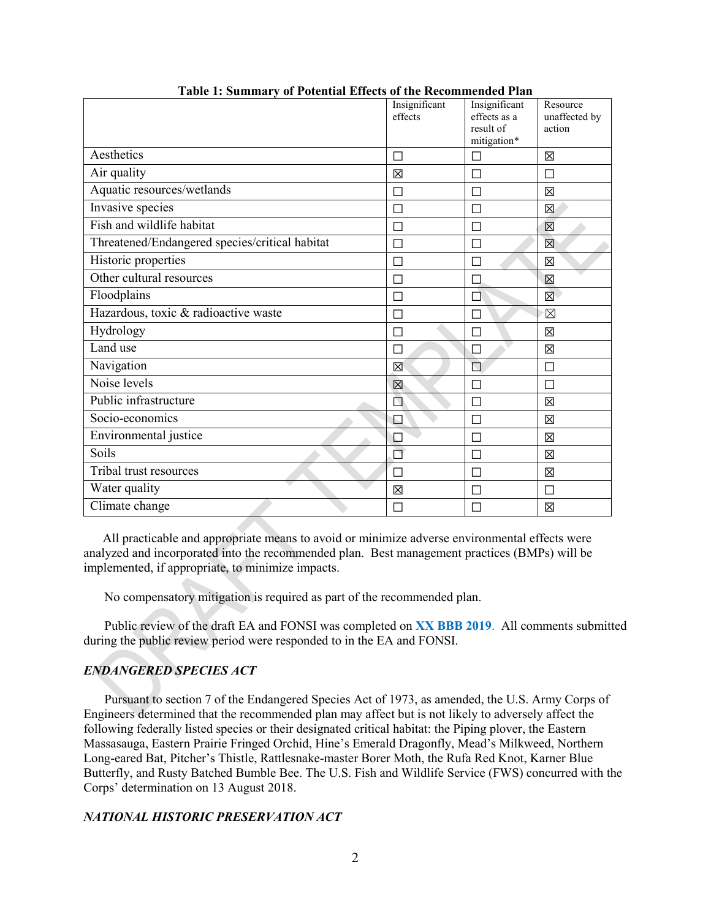**Table 1: Summary of Potential Effects of the Recommended Plan**

| | Insignificant effects | Insignificant effects as a result of mitigation* | Resource unaffected by action |
|---|---|---|---|
| Aesthetics | ☐ | ☐ | ☒ |
| Air quality | ☒ | ☐ | ☐ |
| Aquatic resources/wetlands | ☐ | ☐ | ☒ |
| Invasive species | ☐ | ☐ | ☒ |
| Fish and wildlife habitat | ☐ | ☐ | ☒ |
| Threatened/Endangered species/critical habitat | ☐ | ☐ | ☒ |
| Historic properties | ☐ | ☐ | ☒ |
| Other cultural resources | ☐ | ☐ | ☒ |
| Floodplains | ☐ | ☐ | ☒ |
| Hazardous, toxic & radioactive waste | ☐ | ☐ | ☒ |
| Hydrology | ☐ | ☐ | ☒ |
| Land use | ☐ | ☐ | ☒ |
| Navigation | ☒ | ☐ | ☐ |
| Noise levels | ☒ | ☐ | ☐ |
| Public infrastructure | ☐ | ☐ | ☒ |
| Socio-economics | ☐ | ☐ | ☒ |
| Environmental justice | ☐ | ☐ | ☒ |
| Soils | ☐ | ☐ | ☒ |
| Tribal trust resources | ☐ | ☐ | ☒ |
| Water quality | ☒ | ☐ | ☐ |
| Climate change | ☐ | ☐ | ☒ |

All practicable and appropriate means to avoid or minimize adverse environmental effects were analyzed and incorporated into the recommended plan. Best management practices (BMPs) will be implemented, if appropriate, to minimize impacts.

No compensatory mitigation is required as part of the recommended plan.

Public review of the draft EA and FONSI was completed on **XX BBB 2019**. All comments submitted during the public review period were responded to in the EA and FONSI.

***ENDANGERED SPECIES ACT***

Pursuant to section 7 of the Endangered Species Act of 1973, as amended, the U.S. Army Corps of Engineers determined that the recommended plan may affect but is not likely to adversely affect the following federally listed species or their designated critical habitat: the Piping plover, the Eastern Massasauga, Eastern Prairie Fringed Orchid, Hine's Emerald Dragonfly, Mead's Milkweed, Northern Long-eared Bat, Pitcher's Thistle, Rattlesnake-master Borer Moth, the Rufa Red Knot, Karner Blue Butterfly, and Rusty Batched Bumble Bee. The U.S. Fish and Wildlife Service (FWS) concurred with the Corps' determination on 13 August 2018.

***NATIONAL HISTORIC PRESERVATION ACT***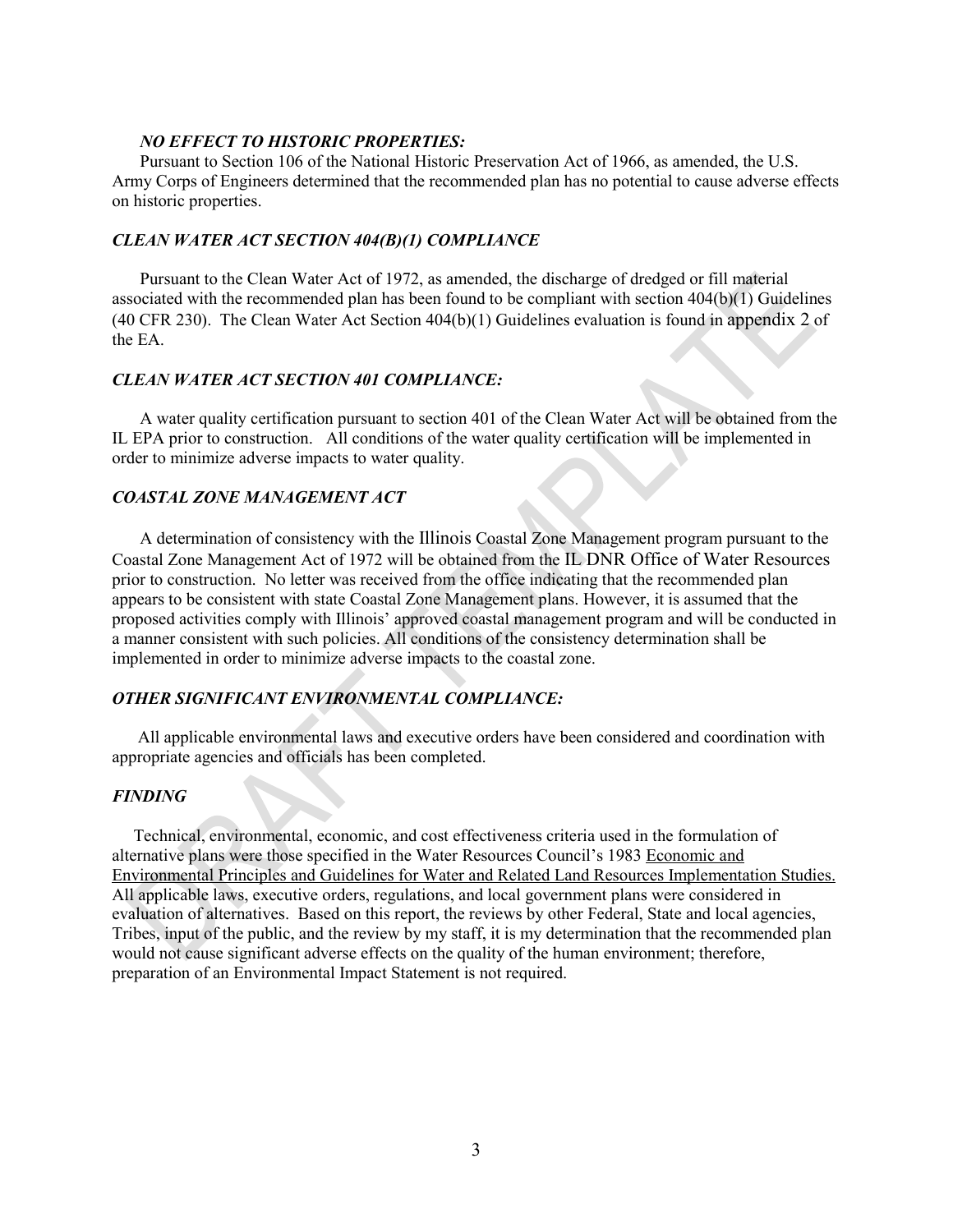***NO EFFECT TO HISTORIC PROPERTIES:***

Pursuant to Section 106 of the National Historic Preservation Act of 1966, as amended, the U.S. Army Corps of Engineers determined that the recommended plan has no potential to cause adverse effects on historic properties.

***CLEAN WATER ACT SECTION 404(B)(1) COMPLIANCE***

Pursuant to the Clean Water Act of 1972, as amended, the discharge of dredged or fill material associated with the recommended plan has been found to be compliant with section 404(b)(1) Guidelines (40 CFR 230). The Clean Water Act Section 404(b)(1) Guidelines evaluation is found in appendix 2 of the EA.

***CLEAN WATER ACT SECTION 401 COMPLIANCE:***

A water quality certification pursuant to section 401 of the Clean Water Act will be obtained from the IL EPA prior to construction. All conditions of the water quality certification will be implemented in order to minimize adverse impacts to water quality.

***COASTAL ZONE MANAGEMENT ACT***

A determination of consistency with the Illinois Coastal Zone Management program pursuant to the Coastal Zone Management Act of 1972 will be obtained from the IL DNR Office of Water Resources prior to construction. No letter was received from the office indicating that the recommended plan appears to be consistent with state Coastal Zone Management plans. However, it is assumed that the proposed activities comply with Illinois' approved coastal management program and will be conducted in a manner consistent with such policies. All conditions of the consistency determination shall be implemented in order to minimize adverse impacts to the coastal zone.

***OTHER SIGNIFICANT ENVIRONMENTAL COMPLIANCE:***

All applicable environmental laws and executive orders have been considered and coordination with appropriate agencies and officials has been completed.

***FINDING***

Technical, environmental, economic, and cost effectiveness criteria used in the formulation of alternative plans were those specified in the Water Resources Council's 1983 Economic and Environmental Principles and Guidelines for Water and Related Land Resources Implementation Studies. All applicable laws, executive orders, regulations, and local government plans were considered in evaluation of alternatives. Based on this report, the reviews by other Federal, State and local agencies, Tribes, input of the public, and the review by my staff, it is my determination that the recommended plan would not cause significant adverse effects on the quality of the human environment; therefore, preparation of an Environmental Impact Statement is not required.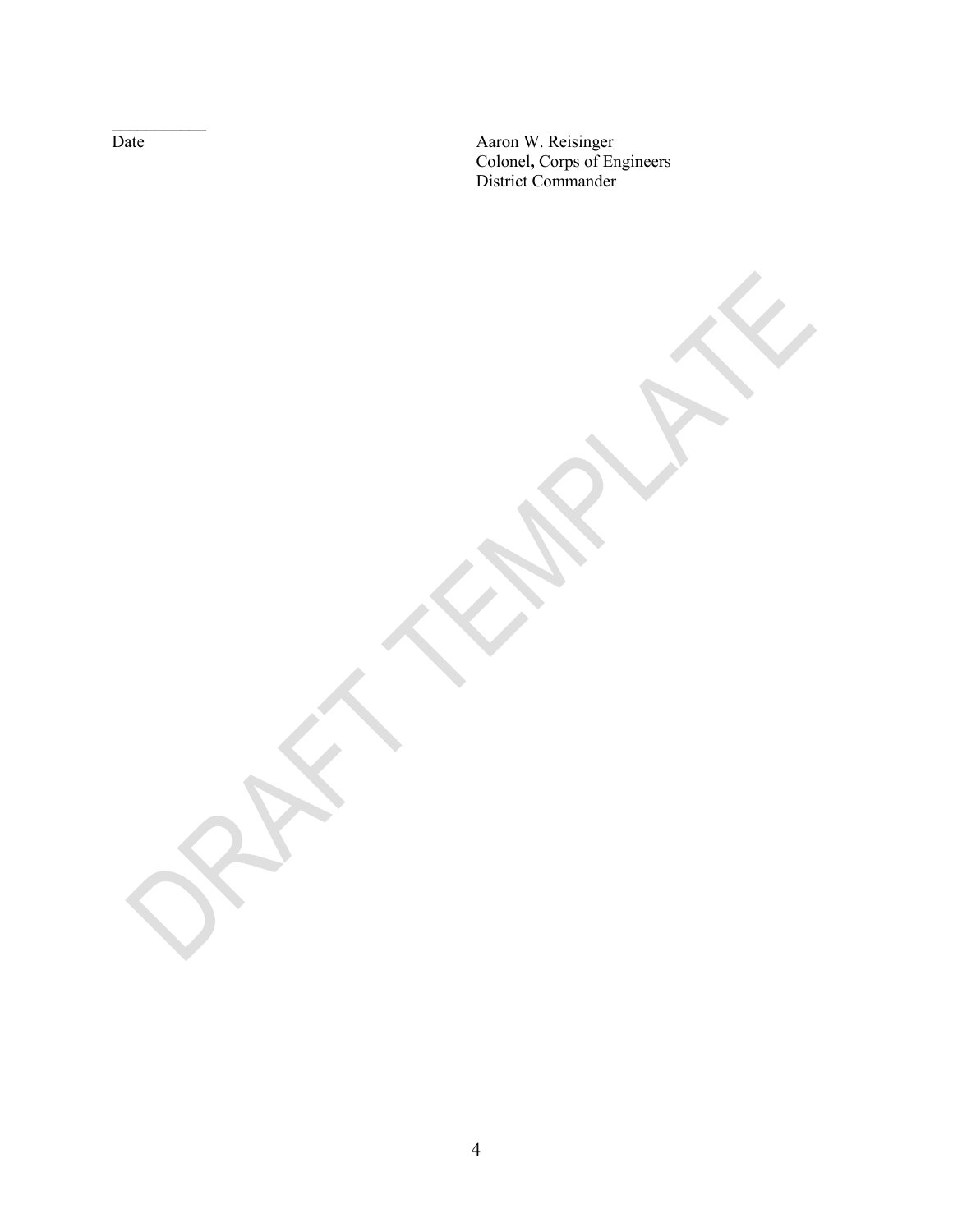___________

Date

Aaron W. Reisinger
Colonel, Corps of Engineers
District Commander

DRAFT TEMPLATE